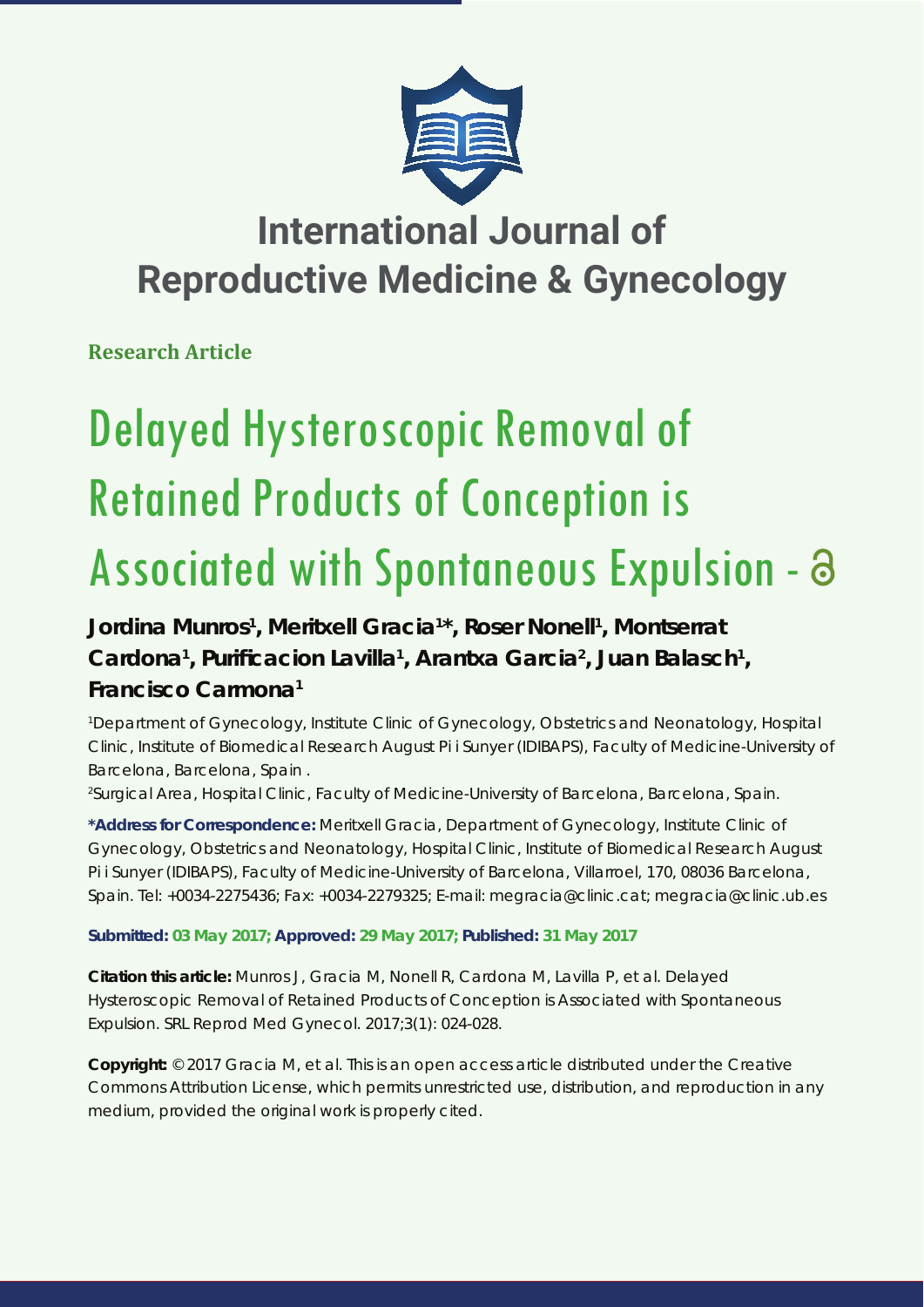# International Journal of Reproductive Medicine & Gynecology

**Research Article**

# Delayed Hysteroscopic Removal of Retained Products of Conception is Associated with Spontaneous Expulsion

**Jordina Munros[1], Meritxell Gracia[1]*, Roser Nonell[1], Montserrat Cardona[1], Purificacion Lavilla[1], Arantxa Garcia[2], Juan Balasch[1], Francisco Carmona[1]**

[1]Department of Gynecology, Institute Clinic of Gynecology, Obstetrics and Neonatology, Hospital Clinic, Institute of Biomedical Research August Pi i Sunyer (IDIBAPS), Faculty of Medicine-University of Barcelona, Barcelona, Spain .

[2]Surgical Area, Hospital Clinic, Faculty of Medicine-University of Barcelona, Barcelona, Spain.

**\*Address for Correspondence:** Meritxell Gracia, Department of Gynecology, Institute Clinic of Gynecology, Obstetrics and Neonatology, Hospital Clinic, Institute of Biomedical Research August Pi i Sunyer (IDIBAPS), Faculty of Medicine-University of Barcelona, Villarroel, 170, 08036 Barcelona, Spain. Tel: +0034-2275436; Fax: +0034-2279325; E-mail: megracia@clinic.cat; megracia@clinic.ub.es

**Submitted: 03 May 2017; Approved: 29 May 2017; Published: 31 May 2017**

**Citation this article:** Munros J, Gracia M, Nonell R, Cardona M, Lavilla P, et al. Delayed Hysteroscopic Removal of Retained Products of Conception is Associated with Spontaneous Expulsion. SRL Reprod Med Gynecol. 2017;3(1): 024-028.

**Copyright:** © 2017 Gracia M, et al. This is an open access article distributed under the Creative Commons Attribution License, which permits unrestricted use, distribution, and reproduction in any medium, provided the original work is properly cited.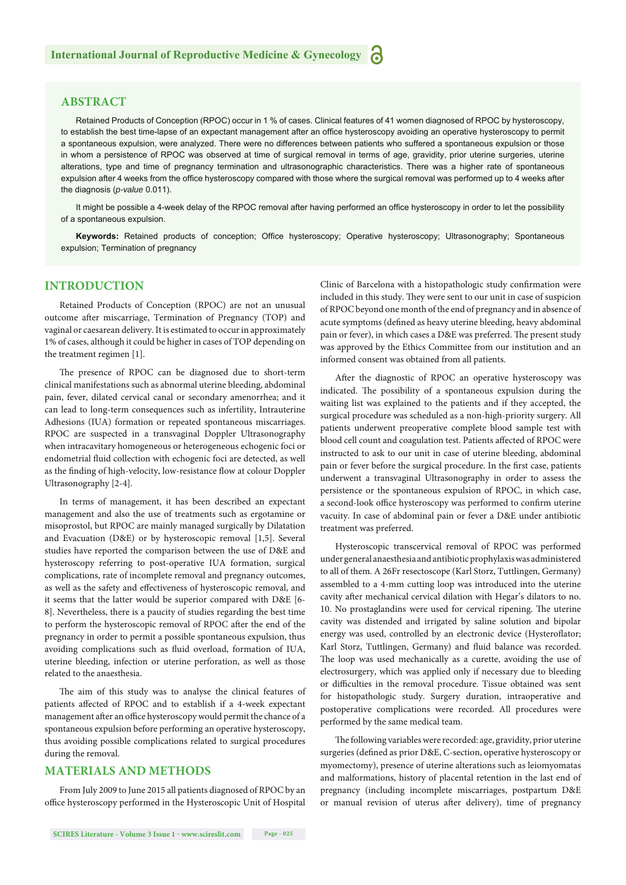## ABSTRACT

Retained Products of Conception (RPOC) occur in 1 % of cases. Clinical features of 41 women diagnosed of RPOC by hysteroscopy, to establish the best time-lapse of an expectant management after an office hysteroscopy avoiding an operative hysteroscopy to permit a spontaneous expulsion, were analyzed. There were no differences between patients who suffered a spontaneous expulsion or those in whom a persistence of RPOC was observed at time of surgical removal in terms of age, gravidity, prior uterine surgeries, uterine alterations, type and time of pregnancy termination and ultrasonographic characteristics. There was a higher rate of spontaneous expulsion after 4 weeks from the office hysteroscopy compared with those where the surgical removal was performed up to 4 weeks after the diagnosis (*p-value* 0.011).

It might be possible a 4-week delay of the RPOC removal after having performed an office hysteroscopy in order to let the possibility of a spontaneous expulsion.

**Keywords:** Retained products of conception; Office hysteroscopy; Operative hysteroscopy; Ultrasonography; Spontaneous expulsion; Termination of pregnancy

## INTRODUCTION

Retained Products of Conception (RPOC) are not an unusual outcome after miscarriage, Termination of Pregnancy (TOP) and vaginal or caesarean delivery. It is estimated to occur in approximately 1% of cases, although it could be higher in cases of TOP depending on the treatment regimen [1].

The presence of RPOC can be diagnosed due to short-term clinical manifestations such as abnormal uterine bleeding, abdominal pain, fever, dilated cervical canal or secondary amenorrhea; and it can lead to long-term consequences such as infertility, Intrauterine Adhesions (IUA) formation or repeated spontaneous miscarriages. RPOC are suspected in a transvaginal Doppler Ultrasonography when intracavitary homogeneous or heterogeneous echogenic foci or endometrial fluid collection with echogenic foci are detected, as well as the finding of high-velocity, low-resistance flow at colour Doppler Ultrasonography [2-4].

In terms of management, it has been described an expectant management and also the use of treatments such as ergotamine or misoprostol, but RPOC are mainly managed surgically by Dilatation and Evacuation (D&E) or by hysteroscopic removal [1,5]. Several studies have reported the comparison between the use of D&E and hysteroscopy referring to post-operative IUA formation, surgical complications, rate of incomplete removal and pregnancy outcomes, as well as the safety and effectiveness of hysteroscopic removal, and it seems that the latter would be superior compared with D&E [6-8]. Nevertheless, there is a paucity of studies regarding the best time to perform the hysteroscopic removal of RPOC after the end of the pregnancy in order to permit a possible spontaneous expulsion, thus avoiding complications such as fluid overload, formation of IUA, uterine bleeding, infection or uterine perforation, as well as those related to the anaesthesia.

The aim of this study was to analyse the clinical features of patients affected of RPOC and to establish if a 4-week expectant management after an office hysteroscopy would permit the chance of a spontaneous expulsion before performing an operative hysteroscopy, thus avoiding possible complications related to surgical procedures during the removal.

## MATERIALS AND METHODS

From July 2009 to June 2015 all patients diagnosed of RPOC by an office hysteroscopy performed in the Hysteroscopic Unit of Hospital Clinic of Barcelona with a histopathologic study confirmation were included in this study. They were sent to our unit in case of suspicion of RPOC beyond one month of the end of pregnancy and in absence of acute symptoms (defined as heavy uterine bleeding, heavy abdominal pain or fever), in which cases a D&E was preferred. The present study was approved by the Ethics Committee from our institution and an informed consent was obtained from all patients.

After the diagnostic of RPOC an operative hysteroscopy was indicated. The possibility of a spontaneous expulsion during the waiting list was explained to the patients and if they accepted, the surgical procedure was scheduled as a non-high-priority surgery. All patients underwent preoperative complete blood sample test with blood cell count and coagulation test. Patients affected of RPOC were instructed to ask to our unit in case of uterine bleeding, abdominal pain or fever before the surgical procedure. In the first case, patients underwent a transvaginal Ultrasonography in order to assess the persistence or the spontaneous expulsion of RPOC, in which case, a second-look office hysteroscopy was performed to confirm uterine vacuity. In case of abdominal pain or fever a D&E under antibiotic treatment was preferred.

Hysteroscopic transcervical removal of RPOC was performed under general anaesthesia and antibiotic prophylaxis was administered to all of them. A 26Fr resectoscope (Karl Storz, Tuttlingen, Germany) assembled to a 4-mm cutting loop was introduced into the uterine cavity after mechanical cervical dilation with Hegar's dilators to no. 10. No prostaglandins were used for cervical ripening. The uterine cavity was distended and irrigated by saline solution and bipolar energy was used, controlled by an electronic device (Hysteroflator; Karl Storz, Tuttlingen, Germany) and fluid balance was recorded. The loop was used mechanically as a curette, avoiding the use of electrosurgery, which was applied only if necessary due to bleeding or difficulties in the removal procedure. Tissue obtained was sent for histopathologic study. Surgery duration, intraoperative and postoperative complications were recorded. All procedures were performed by the same medical team.

The following variables were recorded: age, gravidity, prior uterine surgeries (defined as prior D&E, C-section, operative hysteroscopy or myomectomy), presence of uterine alterations such as leiomyomatas and malformations, history of placental retention in the last end of pregnancy (including incomplete miscarriages, postpartum D&E or manual revision of uterus after delivery), time of pregnancy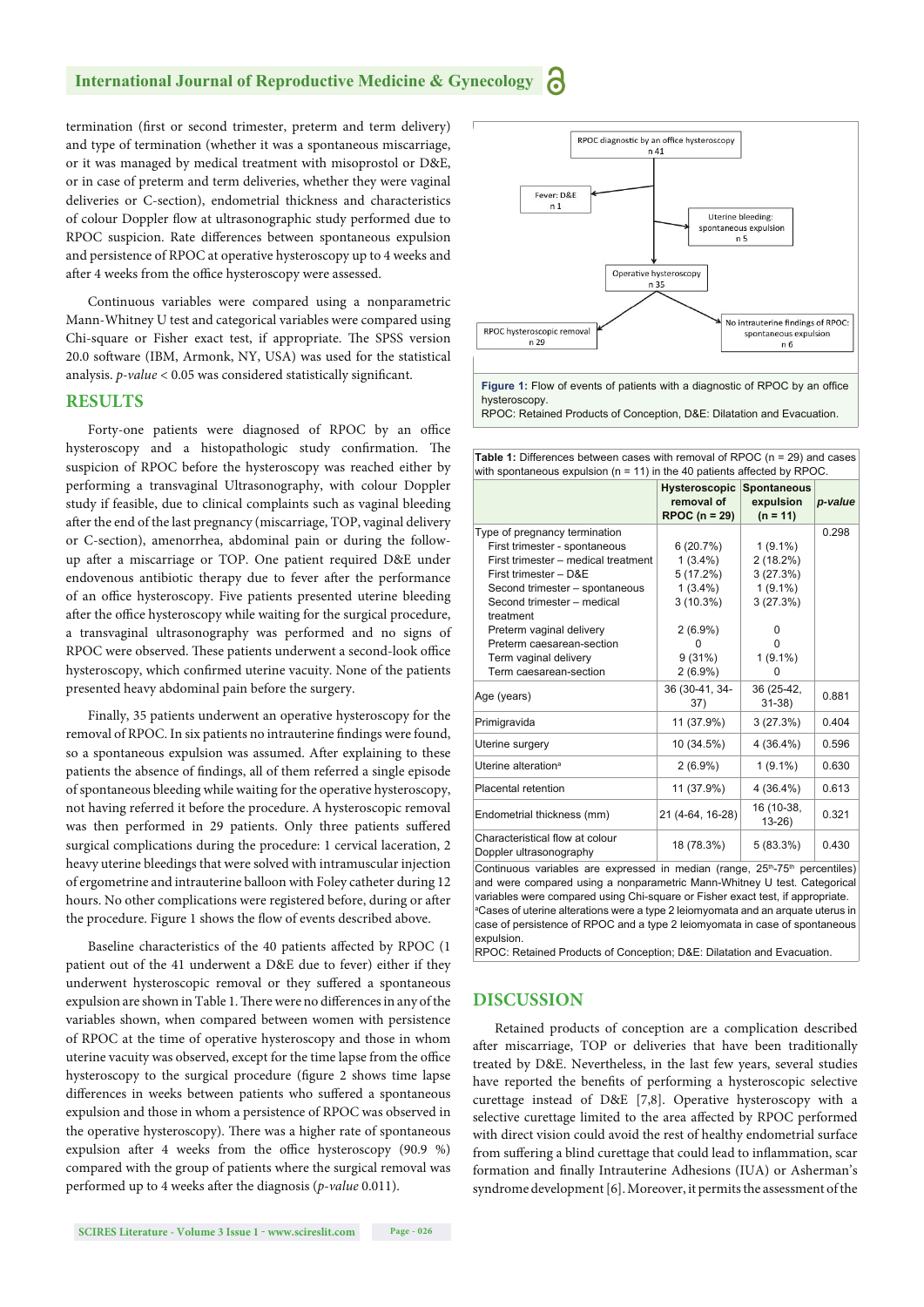termination (first or second trimester, preterm and term delivery) and type of termination (whether it was a spontaneous miscarriage, or it was managed by medical treatment with misoprostol or D&E, or in case of preterm and term deliveries, whether they were vaginal deliveries or C-section), endometrial thickness and characteristics of colour Doppler flow at ultrasonographic study performed due to RPOC suspicion. Rate differences between spontaneous expulsion and persistence of RPOC at operative hysteroscopy up to 4 weeks and after 4 weeks from the office hysteroscopy were assessed.

Continuous variables were compared using a nonparametric Mann-Whitney U test and categorical variables were compared using Chi-square or Fisher exact test, if appropriate. The SPSS version 20.0 software (IBM, Armonk, NY, USA) was used for the statistical analysis. *p-value* < 0.05 was considered statistically significant.

## RESULTS

Forty-one patients were diagnosed of RPOC by an office hysteroscopy and a histopathologic study confirmation. The suspicion of RPOC before the hysteroscopy was reached either by performing a transvaginal Ultrasonography, with colour Doppler study if feasible, due to clinical complaints such as vaginal bleeding after the end of the last pregnancy (miscarriage, TOP, vaginal delivery or C-section), amenorrhea, abdominal pain or during the follow-up after a miscarriage or TOP. One patient required D&E under endovenous antibiotic therapy due to fever after the performance of an office hysteroscopy. Five patients presented uterine bleeding after the office hysteroscopy while waiting for the surgical procedure, a transvaginal ultrasonography was performed and no signs of RPOC were observed. These patients underwent a second-look office hysteroscopy, which confirmed uterine vacuity. None of the patients presented heavy abdominal pain before the surgery.

Finally, 35 patients underwent an operative hysteroscopy for the removal of RPOC. In six patients no intrauterine findings were found, so a spontaneous expulsion was assumed. After explaining to these patients the absence of findings, all of them referred a single episode of spontaneous bleeding while waiting for the operative hysteroscopy, not having referred it before the procedure. A hysteroscopic removal was then performed in 29 patients. Only three patients suffered surgical complications during the procedure: 1 cervical laceration, 2 heavy uterine bleedings that were solved with intramuscular injection of ergometrine and intrauterine balloon with Foley catheter during 12 hours. No other complications were registered before, during or after the procedure. Figure 1 shows the flow of events described above.

Baseline characteristics of the 40 patients affected by RPOC (1 patient out of the 41 underwent a D&E due to fever) either if they underwent hysteroscopic removal or they suffered a spontaneous expulsion are shown in Table 1. There were no differences in any of the variables shown, when compared between women with persistence of RPOC at the time of operative hysteroscopy and those in whom uterine vacuity was observed, except for the time lapse from the office hysteroscopy to the surgical procedure (figure 2 shows time lapse differences in weeks between patients who suffered a spontaneous expulsion and those in whom a persistence of RPOC was observed in the operative hysteroscopy). There was a higher rate of spontaneous expulsion after 4 weeks from the office hysteroscopy (90.9 %) compared with the group of patients where the surgical removal was performed up to 4 weeks after the diagnosis (*p-value* 0.011).

RPOC diagnostic by an office hysteroscopy n 41 → Fever: D&E n 1; Uterine bleeding: spontaneous expulsion n 5; Operative hysteroscopy n 35 → RPOC hysteroscopic removal n 29; No intrauterine findings of RPOC: spontaneous expulsion n 6

**Figure 1:** Flow of events of patients with a diagnostic of RPOC by an office hysteroscopy.
RPOC: Retained Products of Conception, D&E: Dilatation and Evacuation.

**Table 1:** Differences between cases with removal of RPOC (n = 29) and cases with spontaneous expulsion (n = 11) in the 40 patients affected by RPOC.

| | Hysteroscopic removal of RPOC (n = 29) | Spontaneous expulsion (n = 11) | *p-value* |
|---|---|---|---|
| Type of pregnancy termination | | | 0.298 |
| First trimester - spontaneous | 6 (20.7%) | 1 (9.1%) | |
| First trimester – medical treatment | 1 (3.4%) | 2 (18.2%) | |
| First trimester – D&E | 5 (17.2%) | 3 (27.3%) | |
| Second trimester – spontaneous | 1 (3.4%) | 1 (9.1%) | |
| Second trimester – medical treatment | 3 (10.3%) | 3 (27.3%) | |
| Preterm vaginal delivery | 2 (6.9%) | 0 | |
| Preterm caesarean-section | 0 | 0 | |
| Term vaginal delivery | 9 (31%) | 1 (9.1%) | |
| Term caesarean-section | 2 (6.9%) | 0 | |
| Age (years) | 36 (30-41, 34-37) | 36 (25-42, 31-38) | 0.881 |
| Primigravida | 11 (37.9%) | 3 (27.3%) | 0.404 |
| Uterine surgery | 10 (34.5%) | 4 (36.4%) | 0.596 |
| Uterine alteration[a] | 2 (6.9%) | 1 (9.1%) | 0.630 |
| Placental retention | 11 (37.9%) | 4 (36.4%) | 0.613 |
| Endometrial thickness (mm) | 21 (4-64, 16-28) | 16 (10-38, 13-26) | 0.321 |
| Characteristical flow at colour Doppler ultrasonography | 18 (78.3%) | 5 (83.3%) | 0.430 |

Continuous variables are expressed in median (range, 25th-75th percentiles) and were compared using a nonparametric Mann-Whitney U test. Categorical variables were compared using Chi-square or Fisher exact test, if appropriate.
[a]Cases of uterine alterations were a type 2 leiomyomata and an arquate uterus in case of persistence of RPOC and a type 2 leiomyomata in case of spontaneous expulsion.
RPOC: Retained Products of Conception; D&E: Dilatation and Evacuation.

## DISCUSSION

Retained products of conception are a complication described after miscarriage, TOP or deliveries that have been traditionally treated by D&E. Nevertheless, in the last few years, several studies have reported the benefits of performing a hysteroscopic selective curettage instead of D&E [7,8]. Operative hysteroscopy with a selective curettage limited to the area affected by RPOC performed with direct vision could avoid the rest of healthy endometrial surface from suffering a blind curettage that could lead to inflammation, scar formation and finally Intrauterine Adhesions (IUA) or Asherman's syndrome development [6]. Moreover, it permits the assessment of the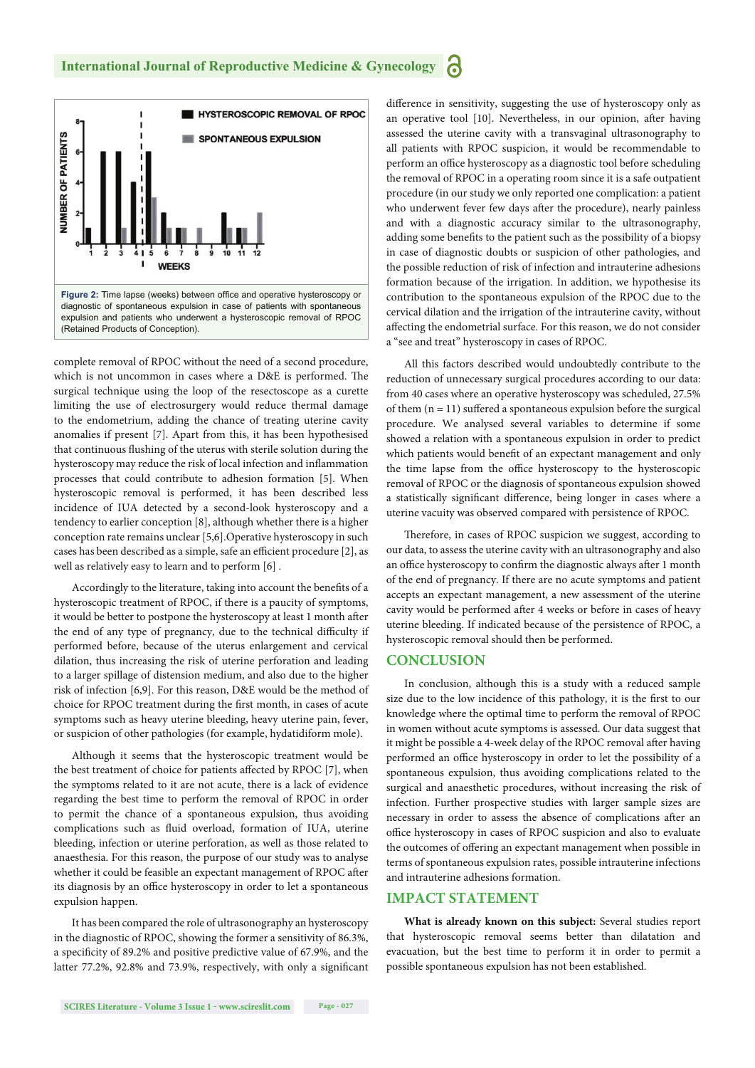**Figure 2:** Time lapse (weeks) between office and operative hysteroscopy or diagnostic of spontaneous expulsion in case of patients with spontaneous expulsion and patients who underwent a hysteroscopic removal of RPOC (Retained Products of Conception).

complete removal of RPOC without the need of a second procedure, which is not uncommon in cases where a D&E is performed. The surgical technique using the loop of the resectoscope as a curette limiting the use of electrosurgery would reduce thermal damage to the endometrium, adding the chance of treating uterine cavity anomalies if present [7]. Apart from this, it has been hypothesised that continuous flushing of the uterus with sterile solution during the hysteroscopy may reduce the risk of local infection and inflammation processes that could contribute to adhesion formation [5]. When hysteroscopic removal is performed, it has been described less incidence of IUA detected by a second-look hysteroscopy and a tendency to earlier conception [8], although whether there is a higher conception rate remains unclear [5,6].Operative hysteroscopy in such cases has been described as a simple, safe an efficient procedure [2], as well as relatively easy to learn and to perform [6] .

Accordingly to the literature, taking into account the benefits of a hysteroscopic treatment of RPOC, if there is a paucity of symptoms, it would be better to postpone the hysteroscopy at least 1 month after the end of any type of pregnancy, due to the technical difficulty if performed before, because of the uterus enlargement and cervical dilation, thus increasing the risk of uterine perforation and leading to a larger spillage of distension medium, and also due to the higher risk of infection [6,9]. For this reason, D&E would be the method of choice for RPOC treatment during the first month, in cases of acute symptoms such as heavy uterine bleeding, heavy uterine pain, fever, or suspicion of other pathologies (for example, hydatidiform mole).

Although it seems that the hysteroscopic treatment would be the best treatment of choice for patients affected by RPOC [7], when the symptoms related to it are not acute, there is a lack of evidence regarding the best time to perform the removal of RPOC in order to permit the chance of a spontaneous expulsion, thus avoiding complications such as fluid overload, formation of IUA, uterine bleeding, infection or uterine perforation, as well as those related to anaesthesia. For this reason, the purpose of our study was to analyse whether it could be feasible an expectant management of RPOC after its diagnosis by an office hysteroscopy in order to let a spontaneous expulsion happen.

It has been compared the role of ultrasonography an hysteroscopy in the diagnostic of RPOC, showing the former a sensitivity of 86.3%, a specificity of 89.2% and positive predictive value of 67.9%, and the latter 77.2%, 92.8% and 73.9%, respectively, with only a significant difference in sensitivity, suggesting the use of hysteroscopy only as an operative tool [10]. Nevertheless, in our opinion, after having assessed the uterine cavity with a transvaginal ultrasonography to all patients with RPOC suspicion, it would be recommendable to perform an office hysteroscopy as a diagnostic tool before scheduling the removal of RPOC in a operating room since it is a safe outpatient procedure (in our study we only reported one complication: a patient who underwent fever few days after the procedure), nearly painless and with a diagnostic accuracy similar to the ultrasonography, adding some benefits to the patient such as the possibility of a biopsy in case of diagnostic doubts or suspicion of other pathologies, and the possible reduction of risk of infection and intrauterine adhesions formation because of the irrigation. In addition, we hypothesise its contribution to the spontaneous expulsion of the RPOC due to the cervical dilation and the irrigation of the intrauterine cavity, without affecting the endometrial surface. For this reason, we do not consider a "see and treat" hysteroscopy in cases of RPOC.

All this factors described would undoubtedly contribute to the reduction of unnecessary surgical procedures according to our data: from 40 cases where an operative hysteroscopy was scheduled, 27.5% of them (n = 11) suffered a spontaneous expulsion before the surgical procedure. We analysed several variables to determine if some showed a relation with a spontaneous expulsion in order to predict which patients would benefit of an expectant management and only the time lapse from the office hysteroscopy to the hysteroscopic removal of RPOC or the diagnosis of spontaneous expulsion showed a statistically significant difference, being longer in cases where a uterine vacuity was observed compared with persistence of RPOC.

Therefore, in cases of RPOC suspicion we suggest, according to our data, to assess the uterine cavity with an ultrasonography and also an office hysteroscopy to confirm the diagnostic always after 1 month of the end of pregnancy. If there are no acute symptoms and patient accepts an expectant management, a new assessment of the uterine cavity would be performed after 4 weeks or before in cases of heavy uterine bleeding. If indicated because of the persistence of RPOC, a hysteroscopic removal should then be performed.

## CONCLUSION

In conclusion, although this is a study with a reduced sample size due to the low incidence of this pathology, it is the first to our knowledge where the optimal time to perform the removal of RPOC in women without acute symptoms is assessed. Our data suggest that it might be possible a 4-week delay of the RPOC removal after having performed an office hysteroscopy in order to let the possibility of a spontaneous expulsion, thus avoiding complications related to the surgical and anaesthetic procedures, without increasing the risk of infection. Further prospective studies with larger sample sizes are necessary in order to assess the absence of complications after an office hysteroscopy in cases of RPOC suspicion and also to evaluate the outcomes of offering an expectant management when possible in terms of spontaneous expulsion rates, possible intrauterine infections and intrauterine adhesions formation.

## IMPACT STATEMENT

**What is already known on this subject:** Several studies report that hysteroscopic removal seems better than dilatation and evacuation, but the best time to perform it in order to permit a possible spontaneous expulsion has not been established.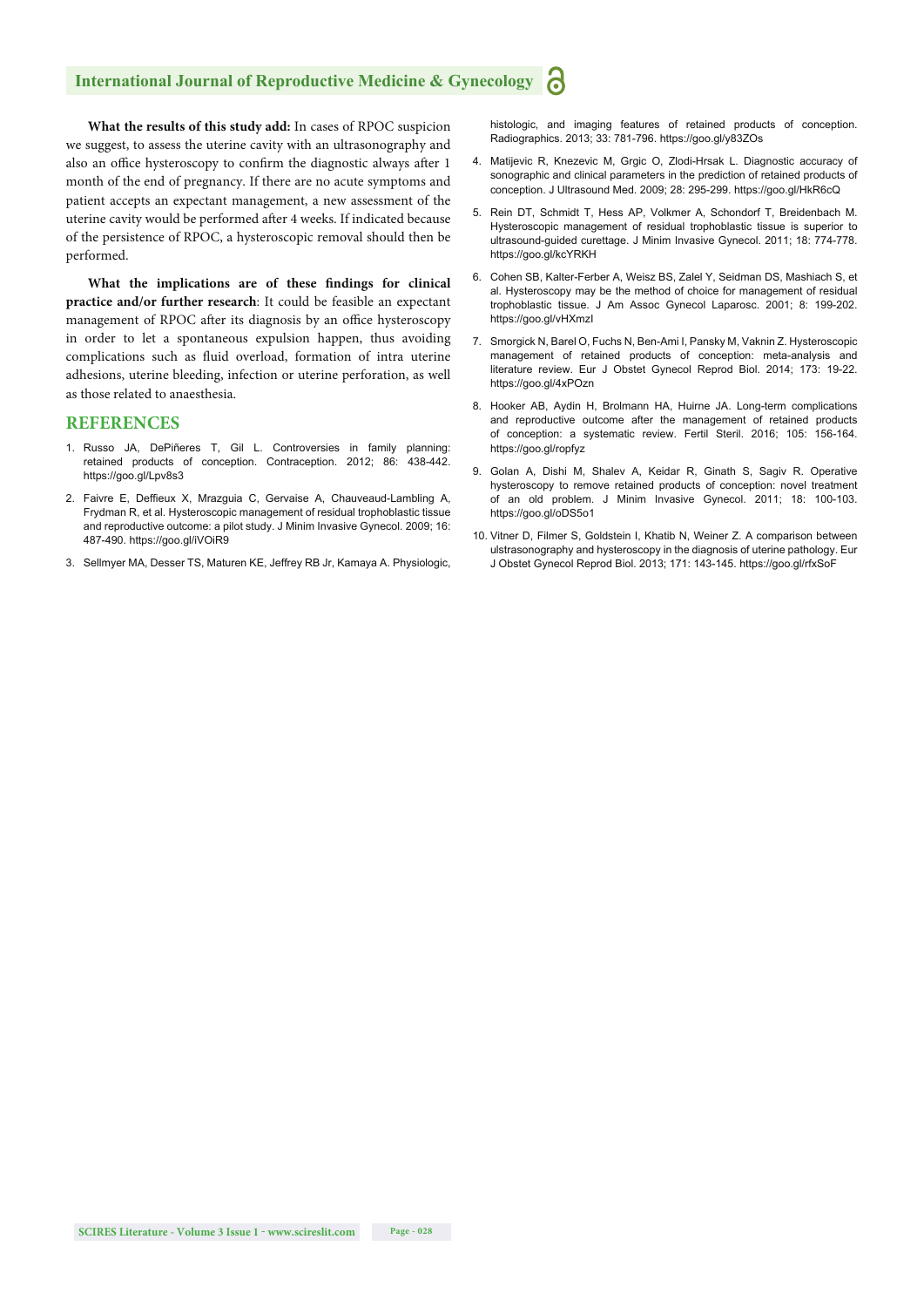**What the results of this study add:** In cases of RPOC suspicion we suggest, to assess the uterine cavity with an ultrasonography and also an office hysteroscopy to confirm the diagnostic always after 1 month of the end of pregnancy. If there are no acute symptoms and patient accepts an expectant management, a new assessment of the uterine cavity would be performed after 4 weeks. If indicated because of the persistence of RPOC, a hysteroscopic removal should then be performed.

**What the implications are of these findings for clinical practice and/or further research**: It could be feasible an expectant management of RPOC after its diagnosis by an office hysteroscopy in order to let a spontaneous expulsion happen, thus avoiding complications such as fluid overload, formation of intra uterine adhesions, uterine bleeding, infection or uterine perforation, as well as those related to anaesthesia.

## REFERENCES

1. Russo JA, DePiñeres T, Gil L. Controversies in family planning: retained products of conception. Contraception. 2012; 86: 438-442. https://goo.gl/Lpv8s3
2. Faivre E, Deffieux X, Mrazguia C, Gervaise A, Chauveaud-Lambling A, Frydman R, et al. Hysteroscopic management of residual trophoblastic tissue and reproductive outcome: a pilot study. J Minim Invasive Gynecol. 2009; 16: 487-490. https://goo.gl/iVOiR9
3. Sellmyer MA, Desser TS, Maturen KE, Jeffrey RB Jr, Kamaya A. Physiologic, histologic, and imaging features of retained products of conception. Radiographics. 2013; 33: 781-796. https://goo.gl/y83ZOs
4. Matijevic R, Knezevic M, Grgic O, Zlodi-Hrsak L. Diagnostic accuracy of sonographic and clinical parameters in the prediction of retained products of conception. J Ultrasound Med. 2009; 28: 295-299. https://goo.gl/HkR6cQ
5. Rein DT, Schmidt T, Hess AP, Volkmer A, Schondorf T, Breidenbach M. Hysteroscopic management of residual trophoblastic tissue is superior to ultrasound-guided curettage. J Minim Invasive Gynecol. 2011; 18: 774-778. https://goo.gl/kcYRKH
6. Cohen SB, Kalter-Ferber A, Weisz BS, Zalel Y, Seidman DS, Mashiach S, et al. Hysteroscopy may be the method of choice for management of residual trophoblastic tissue. J Am Assoc Gynecol Laparosc. 2001; 8: 199-202. https://goo.gl/vHXmzI
7. Smorgick N, Barel O, Fuchs N, Ben-Ami I, Pansky M, Vaknin Z. Hysteroscopic management of retained products of conception: meta-analysis and literature review. Eur J Obstet Gynecol Reprod Biol. 2014; 173: 19-22. https://goo.gl/4xPOzn
8. Hooker AB, Aydin H, Brolmann HA, Huirne JA. Long-term complications and reproductive outcome after the management of retained products of conception: a systematic review. Fertil Steril. 2016; 105: 156-164. https://goo.gl/ropfyz
9. Golan A, Dishi M, Shalev A, Keidar R, Ginath S, Sagiv R. Operative hysteroscopy to remove retained products of conception: novel treatment of an old problem. J Minim Invasive Gynecol. 2011; 18: 100-103. https://goo.gl/oDS5o1
10. Vitner D, Filmer S, Goldstein I, Khatib N, Weiner Z. A comparison between ulstrasonography and hysteroscopy in the diagnosis of uterine pathology. Eur J Obstet Gynecol Reprod Biol. 2013; 171: 143-145. https://goo.gl/rfxSoF